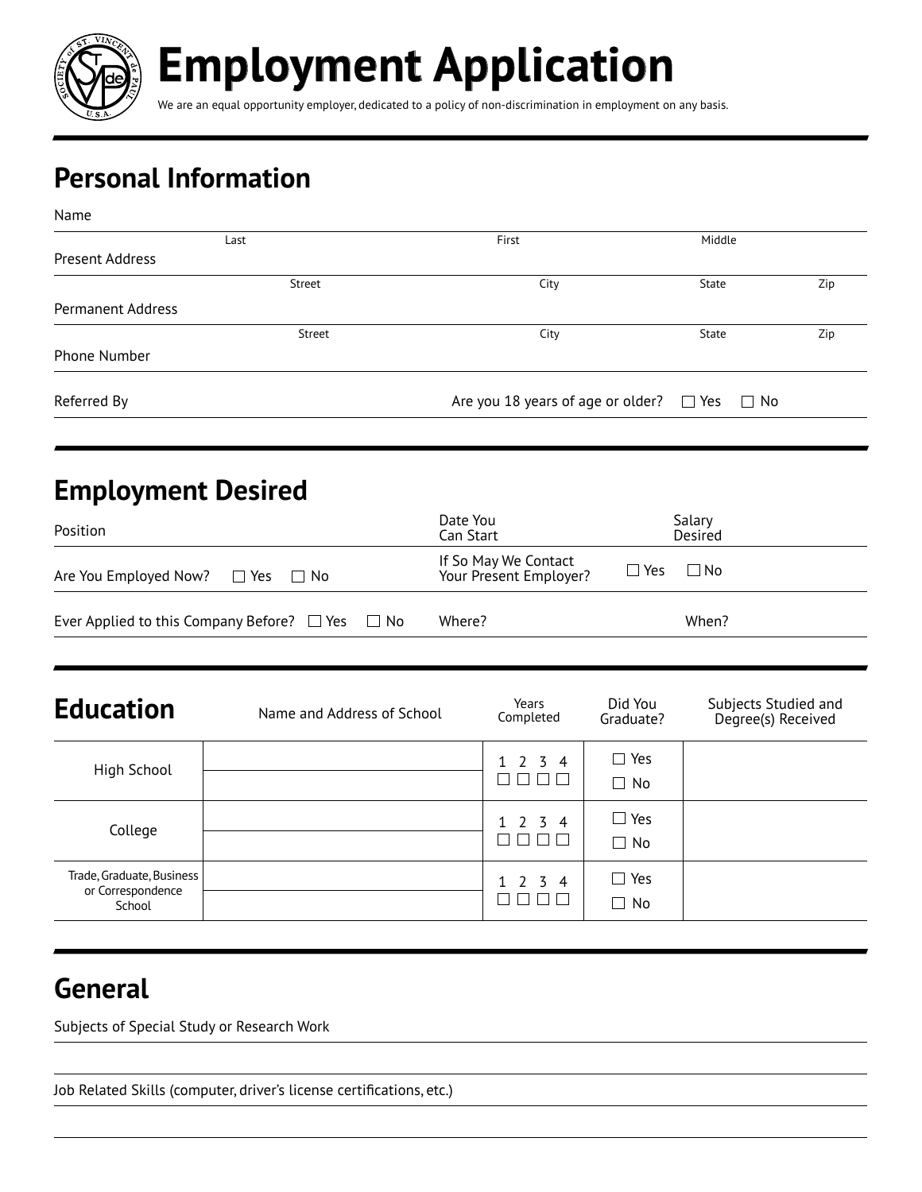# Employment Application

We are an equal opportunity employer, dedicated to a policy of non-discrimination in employment on any basis.

## Personal Information

Name

Last First Middle

Present Address

Street City State Zip

Permanent Address

Street City State Zip

Phone Number

Referred By

Are you 18 years of age or older? ☐ Yes ☐ No

## Employment Desired

Position

Date You Can Start

Salary Desired

Are You Employed Now? ☐ Yes ☐ No

If So May We Contact Your Present Employer? ☐ Yes ☐ No

Ever Applied to this Company Before? ☐ Yes ☐ No

Where?

When?

## Education

| Education | Name and Address of School | Years Completed | Did You Graduate? | Subjects Studied and Degree(s) Received |
|---|---|---|---|---|
| High School | | 1 2 3 4 ☐ ☐ ☐ ☐ | ☐ Yes ☐ No | |
| College | | 1 2 3 4 ☐ ☐ ☐ ☐ | ☐ Yes ☐ No | |
| Trade, Graduate, Business or Correspondence School | | 1 2 3 4 ☐ ☐ ☐ ☐ | ☐ Yes ☐ No | |

## General

Subjects of Special Study or Research Work

Job Related Skills (computer, driver's license certifications, etc.)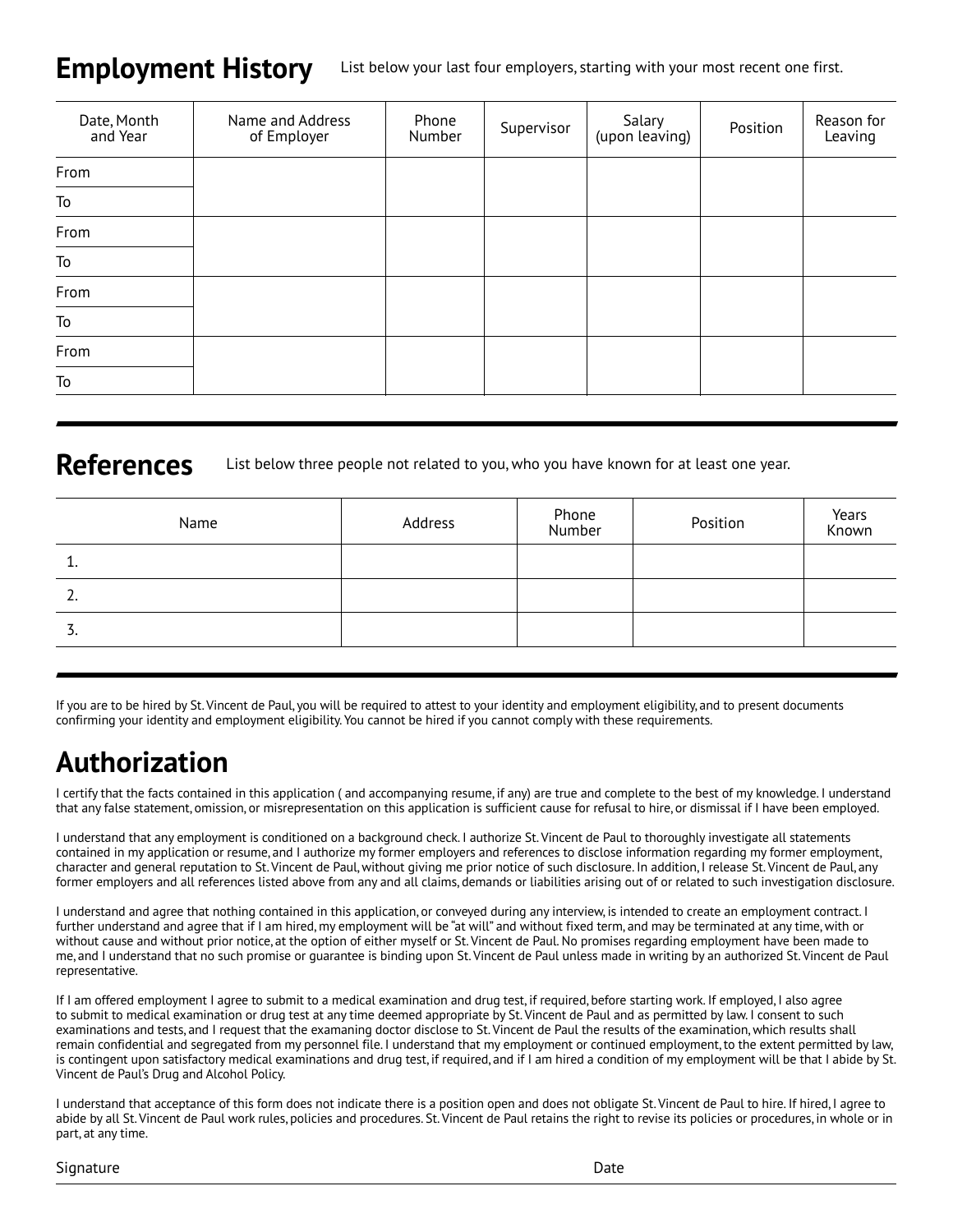## Employment History

List below your last four employers, starting with your most recent one first.

| Date, Month and Year | Name and Address of Employer | Phone Number | Supervisor | Salary (upon leaving) | Position | Reason for Leaving |
|---|---|---|---|---|---|---|
| From | | | | | | |
| To | | | | | | |
| From | | | | | | |
| To | | | | | | |
| From | | | | | | |
| To | | | | | | |
| From | | | | | | |
| To | | | | | | |

## References

List below three people not related to you, who you have known for at least one year.

| Name | Address | Phone Number | Position | Years Known |
|---|---|---|---|---|
| 1. | | | | |
| 2. | | | | |
| 3. | | | | |

If you are to be hired by St. Vincent de Paul, you will be required to attest to your identity and employment eligibility, and to present documents confirming your identity and employment eligibility. You cannot be hired if you cannot comply with these requirements.

## Authorization

I certify that the facts contained in this application ( and accompanying resume, if any) are true and complete to the best of my knowledge. I understand that any false statement, omission, or misrepresentation on this application is sufficient cause for refusal to hire, or dismissal if I have been employed.

I understand that any employment is conditioned on a background check. I authorize St. Vincent de Paul to thoroughly investigate all statements contained in my application or resume, and I authorize my former employers and references to disclose information regarding my former employment, character and general reputation to St. Vincent de Paul, without giving me prior notice of such disclosure. In addition, I release St. Vincent de Paul, any former employers and all references listed above from any and all claims, demands or liabilities arising out of or related to such investigation disclosure.

I understand and agree that nothing contained in this application, or conveyed during any interview, is intended to create an employment contract. I further understand and agree that if I am hired, my employment will be "at will" and without fixed term, and may be terminated at any time, with or without cause and without prior notice, at the option of either myself or St. Vincent de Paul. No promises regarding employment have been made to me, and I understand that no such promise or guarantee is binding upon St. Vincent de Paul unless made in writing by an authorized St. Vincent de Paul representative.

If I am offered employment I agree to submit to a medical examination and drug test, if required, before starting work. If employed, I also agree to submit to medical examination or drug test at any time deemed appropriate by St. Vincent de Paul and as permitted by law. I consent to such examinations and tests, and I request that the examaning doctor disclose to St. Vincent de Paul the results of the examination, which results shall remain confidential and segregated from my personnel file. I understand that my employment or continued employment, to the extent permitted by law, is contingent upon satisfactory medical examinations and drug test, if required, and if I am hired a condition of my employment will be that I abide by St. Vincent de Paul's Drug and Alcohol Policy.

I understand that acceptance of this form does not indicate there is a position open and does not obligate St. Vincent de Paul to hire. If hired, I agree to abide by all St. Vincent de Paul work rules, policies and procedures. St. Vincent de Paul retains the right to revise its policies or procedures, in whole or in part, at any time.

Signature Date